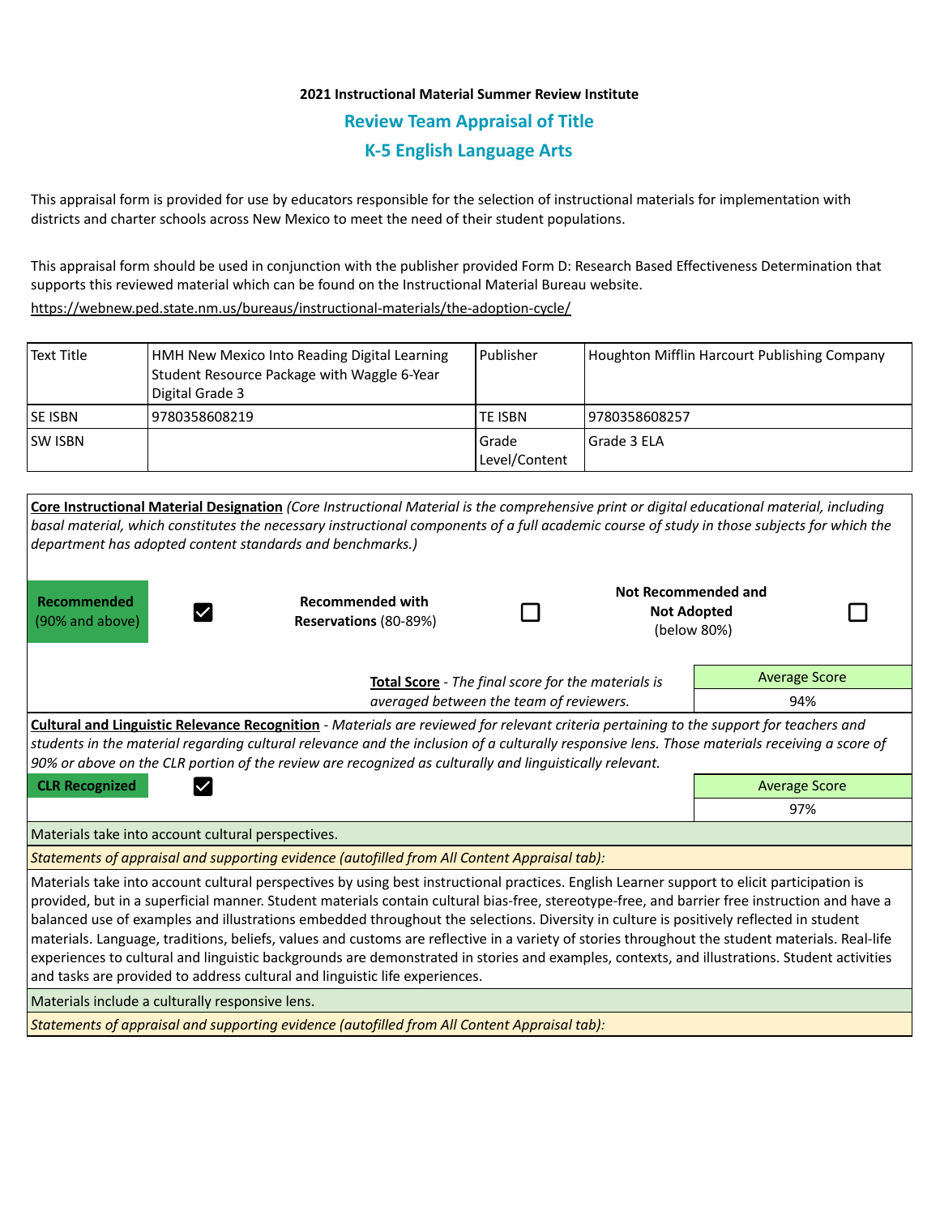**2021 Instructional Material Summer Review Institute**

## Review Team Appraisal of Title

## K-5 English Language Arts

This appraisal form is provided for use by educators responsible for the selection of instructional materials for implementation with districts and charter schools across New Mexico to meet the need of their student populations.

This appraisal form should be used in conjunction with the publisher provided Form D: Research Based Effectiveness Determination that supports this reviewed material which can be found on the Instructional Material Bureau website.

https://webnew.ped.state.nm.us/bureaus/instructional-materials/the-adoption-cycle/

| Text Title | HMH New Mexico Into Reading Digital Learning Student Resource Package with Waggle 6-Year Digital Grade 3 | Publisher | Houghton Mifflin Harcourt Publishing Company |
|---|---|---|---|
| SE ISBN | 9780358608219 | TE ISBN | 9780358608257 |
| SW ISBN | | Grade Level/Content | Grade 3 ELA |

**Core Instructional Material Designation** *(Core Instructional Material is the comprehensive print or digital educational material, including basal material, which constitutes the necessary instructional components of a full academic course of study in those subjects for which the department has adopted content standards and benchmarks.)*

| **Recommended** (90% and above) | ☑ | **Recommended with Reservations** (80-89%) | ☐ | **Not Recommended and Not Adopted** (below 80%) | ☐ |
|---|---|---|---|---|---|

**Total Score** - *The final score for the materials is averaged between the team of reviewers.*

| Average Score |
|---|
| 94% |

**Cultural and Linguistic Relevance Recognition** - *Materials are reviewed for relevant criteria pertaining to the support for teachers and students in the material regarding cultural relevance and the inclusion of a culturally responsive lens. Those materials receiving a score of 90% or above on the CLR portion of the review are recognized as culturally and linguistically relevant.*

| **CLR Recognized** | ☑ | Average Score |
|---|---|---|
| | | 97% |

Materials take into account cultural perspectives.

*Statements of appraisal and supporting evidence (autofilled from All Content Appraisal tab):*

Materials take into account cultural perspectives by using best instructional practices. English Learner support to elicit participation is provided, but in a superficial manner. Student materials contain cultural bias-free, stereotype-free, and barrier free instruction and have a balanced use of examples and illustrations embedded throughout the selections. Diversity in culture is positively reflected in student materials. Language, traditions, beliefs, values and customs are reflective in a variety of stories throughout the student materials. Real-life experiences to cultural and linguistic backgrounds are demonstrated in stories and examples, contexts, and illustrations. Student activities and tasks are provided to address cultural and linguistic life experiences.

Materials include a culturally responsive lens.

*Statements of appraisal and supporting evidence (autofilled from All Content Appraisal tab):*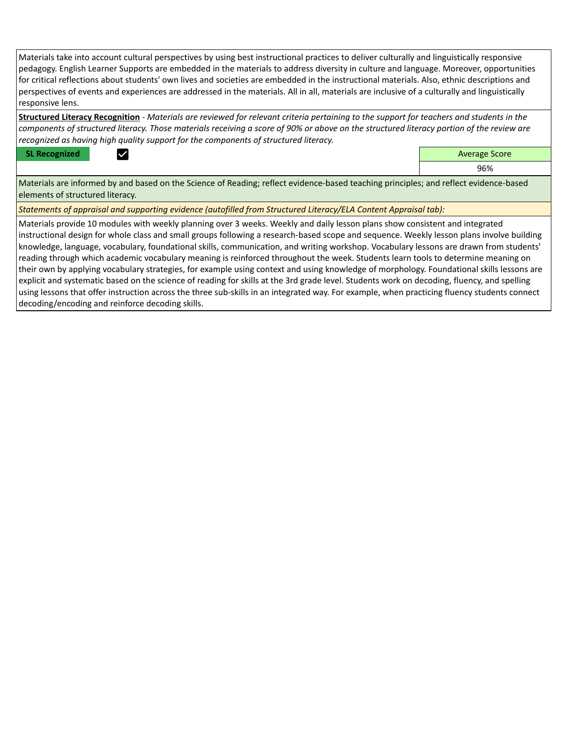Materials take into account cultural perspectives by using best instructional practices to deliver culturally and linguistically responsive pedagogy. English Learner Supports are embedded in the materials to address diversity in culture and language. Moreover, opportunities for critical reflections about students' own lives and societies are embedded in the instructional materials. Also, ethnic descriptions and perspectives of events and experiences are addressed in the materials. All in all, materials are inclusive of a culturally and linguistically responsive lens.

**Structured Literacy Recognition** - *Materials are reviewed for relevant criteria pertaining to the support for teachers and students in the components of structured literacy. Those materials receiving a score of 90% or above on the structured literacy portion of the review are recognized as having high quality support for the components of structured literacy.*

| SL Recognized | ☑ | Average Score |
|---|---|---|
| | | 96% |

Materials are informed by and based on the Science of Reading; reflect evidence-based teaching principles; and reflect evidence-based elements of structured literacy.

*Statements of appraisal and supporting evidence (autofilled from Structured Literacy/ELA Content Appraisal tab):*

Materials provide 10 modules with weekly planning over 3 weeks. Weekly and daily lesson plans show consistent and integrated instructional design for whole class and small groups following a research-based scope and sequence. Weekly lesson plans involve building knowledge, language, vocabulary, foundational skills, communication, and writing workshop. Vocabulary lessons are drawn from students' reading through which academic vocabulary meaning is reinforced throughout the week. Students learn tools to determine meaning on their own by applying vocabulary strategies, for example using context and using knowledge of morphology. Foundational skills lessons are explicit and systematic based on the science of reading for skills at the 3rd grade level. Students work on decoding, fluency, and spelling using lessons that offer instruction across the three sub-skills in an integrated way. For example, when practicing fluency students connect decoding/encoding and reinforce decoding skills.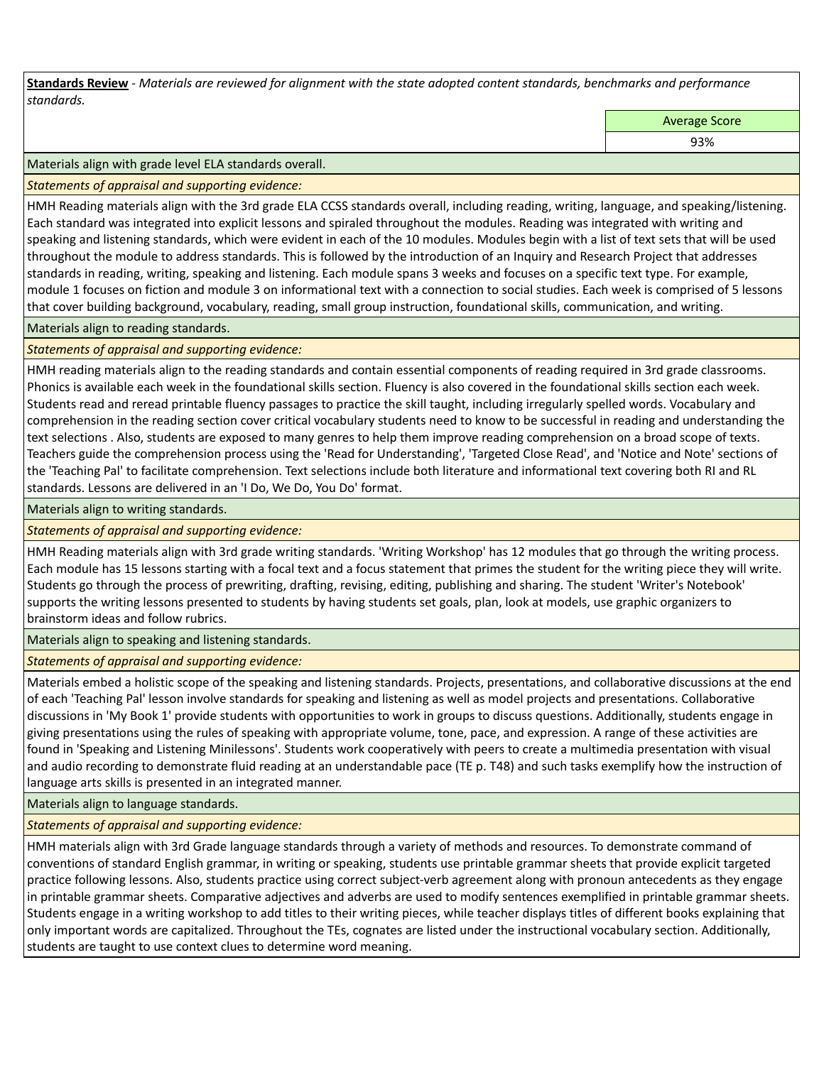**Standards Review** - *Materials are reviewed for alignment with the state adopted content standards, benchmarks and performance standards.*

| | Average Score |
|---|---|
| | 93% |

Materials align with grade level ELA standards overall.

*Statements of appraisal and supporting evidence:*

HMH Reading materials align with the 3rd grade ELA CCSS standards overall, including reading, writing, language, and speaking/listening. Each standard was integrated into explicit lessons and spiraled throughout the modules. Reading was integrated with writing and speaking and listening standards, which were evident in each of the 10 modules. Modules begin with a list of text sets that will be used throughout the module to address standards. This is followed by the introduction of an Inquiry and Research Project that addresses standards in reading, writing, speaking and listening. Each module spans 3 weeks and focuses on a specific text type. For example, module 1 focuses on fiction and module 3 on informational text with a connection to social studies. Each week is comprised of 5 lessons that cover building background, vocabulary, reading, small group instruction, foundational skills, communication, and writing.

Materials align to reading standards.

*Statements of appraisal and supporting evidence:*

HMH reading materials align to the reading standards and contain essential components of reading required in 3rd grade classrooms. Phonics is available each week in the foundational skills section. Fluency is also covered in the foundational skills section each week. Students read and reread printable fluency passages to practice the skill taught, including irregularly spelled words. Vocabulary and comprehension in the reading section cover critical vocabulary students need to know to be successful in reading and understanding the text selections . Also, students are exposed to many genres to help them improve reading comprehension on a broad scope of texts. Teachers guide the comprehension process using the 'Read for Understanding', 'Targeted Close Read', and 'Notice and Note' sections of the 'Teaching Pal' to facilitate comprehension. Text selections include both literature and informational text covering both RI and RL standards. Lessons are delivered in an 'I Do, We Do, You Do' format.

Materials align to writing standards.

*Statements of appraisal and supporting evidence:*

HMH Reading materials align with 3rd grade writing standards. 'Writing Workshop' has 12 modules that go through the writing process. Each module has 15 lessons starting with a focal text and a focus statement that primes the student for the writing piece they will write. Students go through the process of prewriting, drafting, revising, editing, publishing and sharing. The student 'Writer's Notebook' supports the writing lessons presented to students by having students set goals, plan, look at models, use graphic organizers to brainstorm ideas and follow rubrics.

Materials align to speaking and listening standards.

*Statements of appraisal and supporting evidence:*

Materials embed a holistic scope of the speaking and listening standards. Projects, presentations, and collaborative discussions at the end of each 'Teaching Pal' lesson involve standards for speaking and listening as well as model projects and presentations. Collaborative discussions in 'My Book 1' provide students with opportunities to work in groups to discuss questions. Additionally, students engage in giving presentations using the rules of speaking with appropriate volume, tone, pace, and expression. A range of these activities are found in 'Speaking and Listening Minilessons'. Students work cooperatively with peers to create a multimedia presentation with visual and audio recording to demonstrate fluid reading at an understandable pace (TE p. T48) and such tasks exemplify how the instruction of language arts skills is presented in an integrated manner.

Materials align to language standards.

*Statements of appraisal and supporting evidence:*

HMH materials align with 3rd Grade language standards through a variety of methods and resources. To demonstrate command of conventions of standard English grammar, in writing or speaking, students use printable grammar sheets that provide explicit targeted practice following lessons. Also, students practice using correct subject-verb agreement along with pronoun antecedents as they engage in printable grammar sheets. Comparative adjectives and adverbs are used to modify sentences exemplified in printable grammar sheets. Students engage in a writing workshop to add titles to their writing pieces, while teacher displays titles of different books explaining that only important words are capitalized. Throughout the TEs, cognates are listed under the instructional vocabulary section. Additionally, students are taught to use context clues to determine word meaning.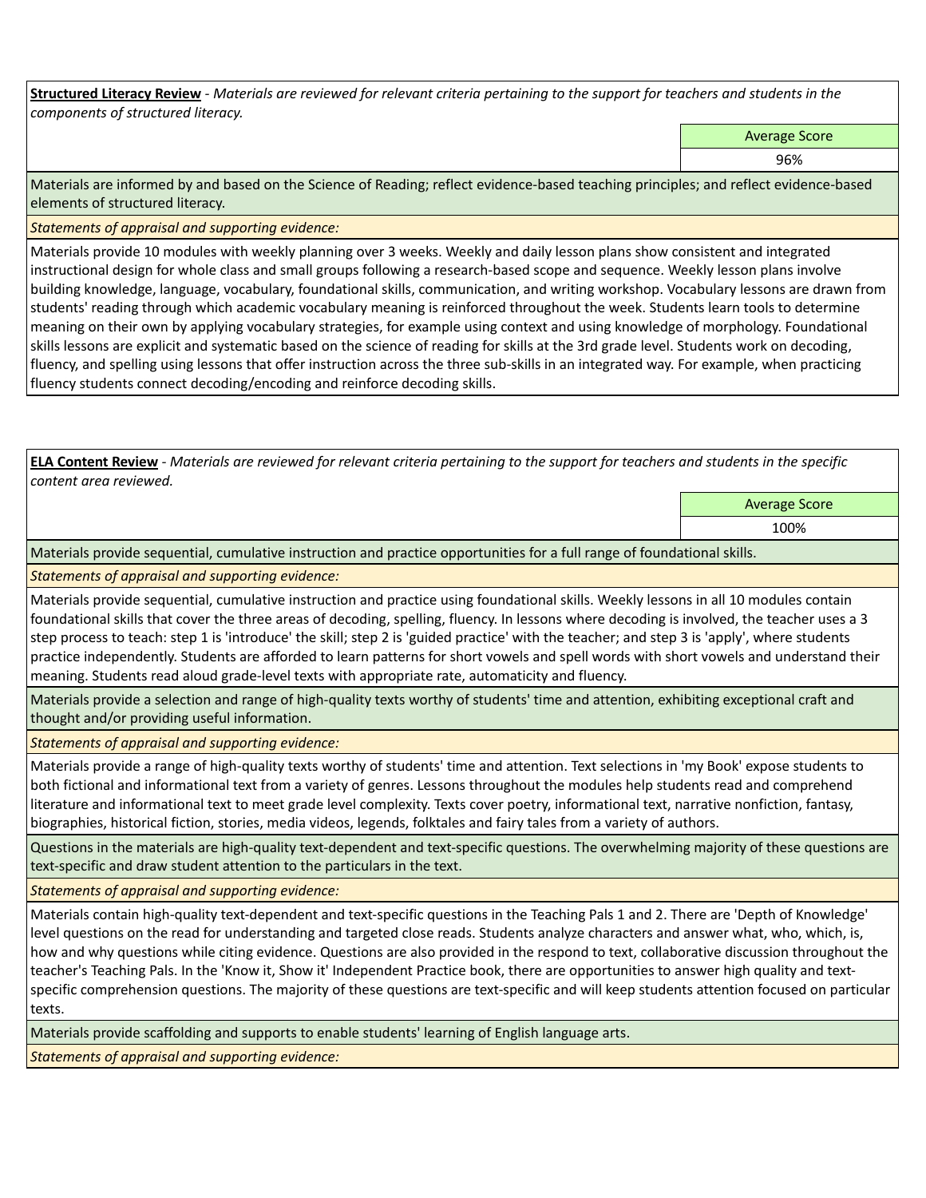**Structured Literacy Review** - *Materials are reviewed for relevant criteria pertaining to the support for teachers and students in the components of structured literacy.*

| Average Score |
|---|
| 96% |

Materials are informed by and based on the Science of Reading; reflect evidence-based teaching principles; and reflect evidence-based elements of structured literacy.

*Statements of appraisal and supporting evidence:*

Materials provide 10 modules with weekly planning over 3 weeks. Weekly and daily lesson plans show consistent and integrated instructional design for whole class and small groups following a research-based scope and sequence. Weekly lesson plans involve building knowledge, language, vocabulary, foundational skills, communication, and writing workshop. Vocabulary lessons are drawn from students' reading through which academic vocabulary meaning is reinforced throughout the week. Students learn tools to determine meaning on their own by applying vocabulary strategies, for example using context and using knowledge of morphology. Foundational skills lessons are explicit and systematic based on the science of reading for skills at the 3rd grade level. Students work on decoding, fluency, and spelling using lessons that offer instruction across the three sub-skills in an integrated way. For example, when practicing fluency students connect decoding/encoding and reinforce decoding skills.

**ELA Content Review** - *Materials are reviewed for relevant criteria pertaining to the support for teachers and students in the specific content area reviewed.*

| Average Score |
|---|
| 100% |

Materials provide sequential, cumulative instruction and practice opportunities for a full range of foundational skills.

*Statements of appraisal and supporting evidence:*

Materials provide sequential, cumulative instruction and practice using foundational skills. Weekly lessons in all 10 modules contain foundational skills that cover the three areas of decoding, spelling, fluency. In lessons where decoding is involved, the teacher uses a 3 step process to teach: step 1 is 'introduce' the skill; step 2 is 'guided practice' with the teacher; and step 3 is 'apply', where students practice independently. Students are afforded to learn patterns for short vowels and spell words with short vowels and understand their meaning. Students read aloud grade-level texts with appropriate rate, automaticity and fluency.

Materials provide a selection and range of high-quality texts worthy of students' time and attention, exhibiting exceptional craft and thought and/or providing useful information.

*Statements of appraisal and supporting evidence:*

Materials provide a range of high-quality texts worthy of students' time and attention. Text selections in 'my Book' expose students to both fictional and informational text from a variety of genres. Lessons throughout the modules help students read and comprehend literature and informational text to meet grade level complexity. Texts cover poetry, informational text, narrative nonfiction, fantasy, biographies, historical fiction, stories, media videos, legends, folktales and fairy tales from a variety of authors.

Questions in the materials are high-quality text-dependent and text-specific questions. The overwhelming majority of these questions are text-specific and draw student attention to the particulars in the text.

*Statements of appraisal and supporting evidence:*

Materials contain high-quality text-dependent and text-specific questions in the Teaching Pals 1 and 2. There are 'Depth of Knowledge' level questions on the read for understanding and targeted close reads. Students analyze characters and answer what, who, which, is, how and why questions while citing evidence. Questions are also provided in the respond to text, collaborative discussion throughout the teacher's Teaching Pals. In the 'Know it, Show it' Independent Practice book, there are opportunities to answer high quality and text-specific comprehension questions. The majority of these questions are text-specific and will keep students attention focused on particular texts.

Materials provide scaffolding and supports to enable students' learning of English language arts.

*Statements of appraisal and supporting evidence:*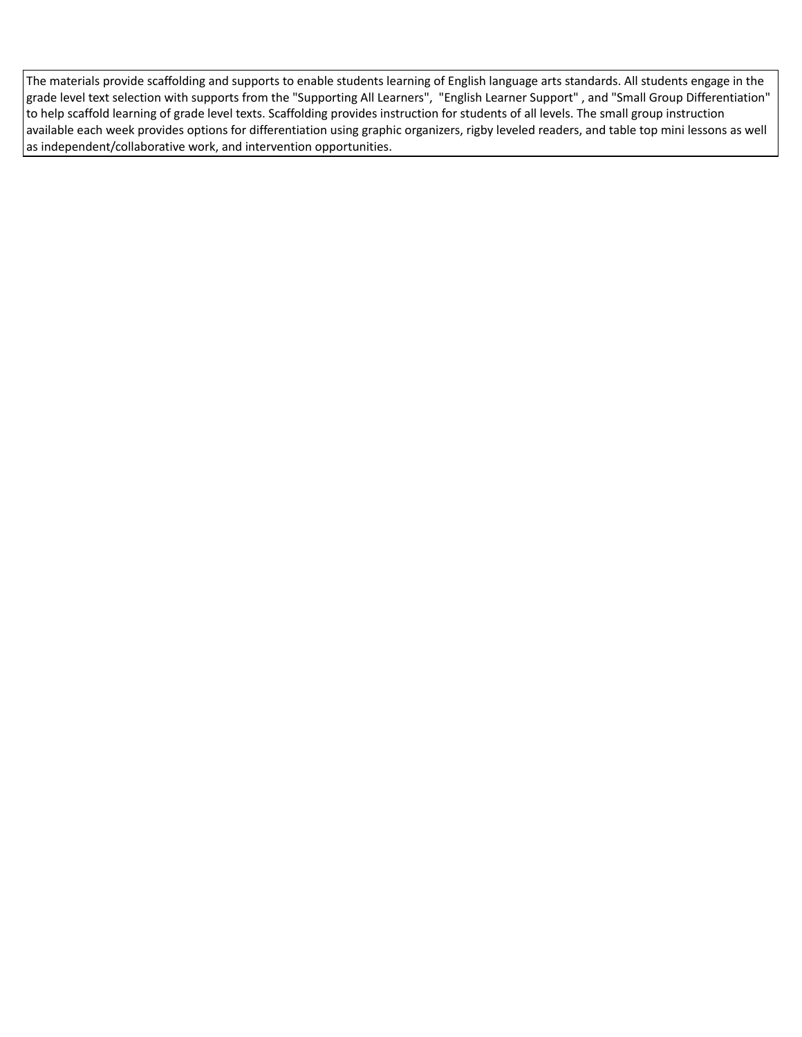The materials provide scaffolding and supports to enable students learning of English language arts standards. All students engage in the grade level text selection with supports from the "Supporting All Learners", "English Learner Support" , and "Small Group Differentiation" to help scaffold learning of grade level texts. Scaffolding provides instruction for students of all levels. The small group instruction available each week provides options for differentiation using graphic organizers, rigby leveled readers, and table top mini lessons as well as independent/collaborative work, and intervention opportunities.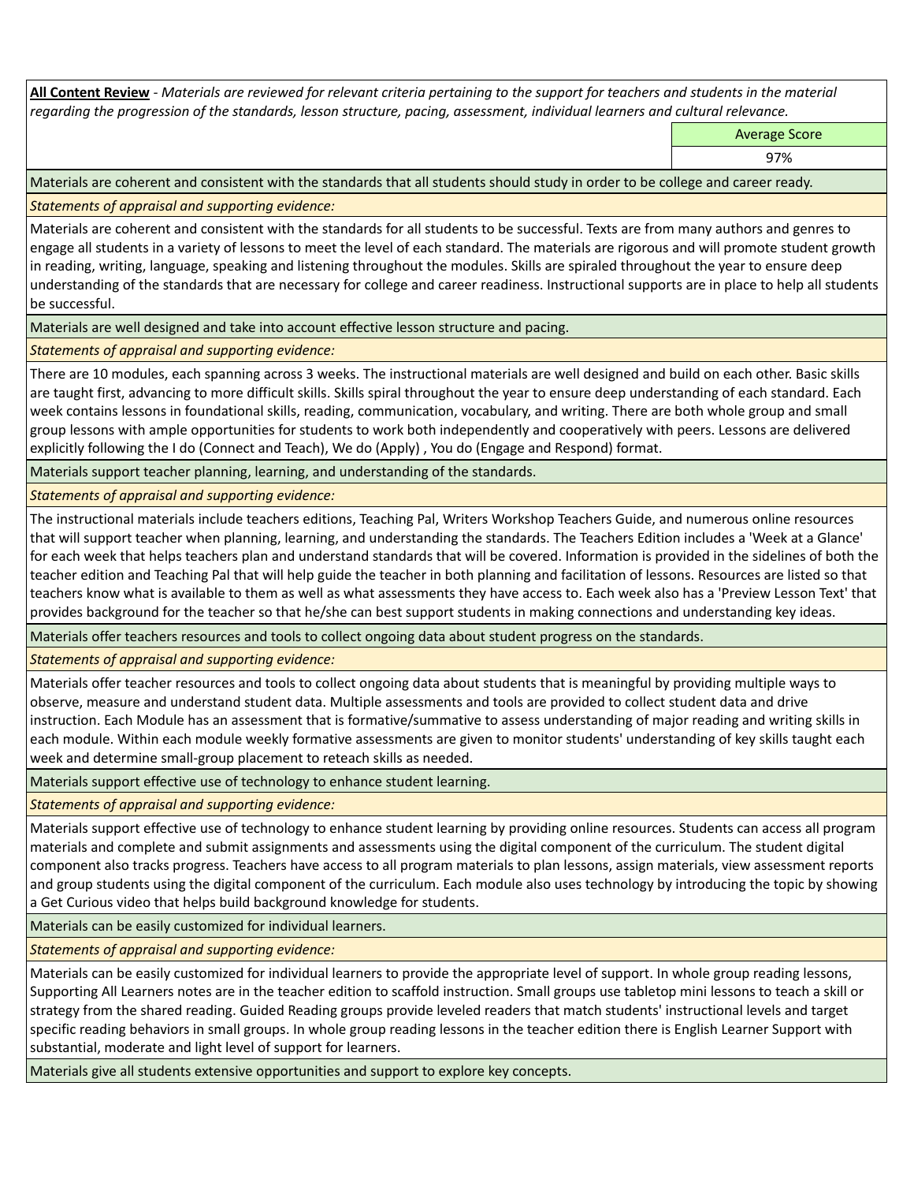**All Content Review** - *Materials are reviewed for relevant criteria pertaining to the support for teachers and students in the material regarding the progression of the standards, lesson structure, pacing, assessment, individual learners and cultural relevance.*

| Average Score |
| --- |
| 97% |

Materials are coherent and consistent with the standards that all students should study in order to be college and career ready.

*Statements of appraisal and supporting evidence:*

Materials are coherent and consistent with the standards for all students to be successful. Texts are from many authors and genres to engage all students in a variety of lessons to meet the level of each standard. The materials are rigorous and will promote student growth in reading, writing, language, speaking and listening throughout the modules. Skills are spiraled throughout the year to ensure deep understanding of the standards that are necessary for college and career readiness. Instructional supports are in place to help all students be successful.

Materials are well designed and take into account effective lesson structure and pacing.

*Statements of appraisal and supporting evidence:*

There are 10 modules, each spanning across 3 weeks. The instructional materials are well designed and build on each other. Basic skills are taught first, advancing to more difficult skills. Skills spiral throughout the year to ensure deep understanding of each standard. Each week contains lessons in foundational skills, reading, communication, vocabulary, and writing. There are both whole group and small group lessons with ample opportunities for students to work both independently and cooperatively with peers. Lessons are delivered explicitly following the I do (Connect and Teach), We do (Apply) , You do (Engage and Respond) format.

Materials support teacher planning, learning, and understanding of the standards.

*Statements of appraisal and supporting evidence:*

The instructional materials include teachers editions, Teaching Pal, Writers Workshop Teachers Guide, and numerous online resources that will support teacher when planning, learning, and understanding the standards. The Teachers Edition includes a 'Week at a Glance' for each week that helps teachers plan and understand standards that will be covered. Information is provided in the sidelines of both the teacher edition and Teaching Pal that will help guide the teacher in both planning and facilitation of lessons. Resources are listed so that teachers know what is available to them as well as what assessments they have access to. Each week also has a 'Preview Lesson Text' that provides background for the teacher so that he/she can best support students in making connections and understanding key ideas.

Materials offer teachers resources and tools to collect ongoing data about student progress on the standards.

*Statements of appraisal and supporting evidence:*

Materials offer teacher resources and tools to collect ongoing data about students that is meaningful by providing multiple ways to observe, measure and understand student data. Multiple assessments and tools are provided to collect student data and drive instruction. Each Module has an assessment that is formative/summative to assess understanding of major reading and writing skills in each module. Within each module weekly formative assessments are given to monitor students' understanding of key skills taught each week and determine small-group placement to reteach skills as needed.

Materials support effective use of technology to enhance student learning.

*Statements of appraisal and supporting evidence:*

Materials support effective use of technology to enhance student learning by providing online resources. Students can access all program materials and complete and submit assignments and assessments using the digital component of the curriculum. The student digital component also tracks progress. Teachers have access to all program materials to plan lessons, assign materials, view assessment reports and group students using the digital component of the curriculum. Each module also uses technology by introducing the topic by showing a Get Curious video that helps build background knowledge for students.

Materials can be easily customized for individual learners.

*Statements of appraisal and supporting evidence:*

Materials can be easily customized for individual learners to provide the appropriate level of support. In whole group reading lessons, Supporting All Learners notes are in the teacher edition to scaffold instruction. Small groups use tabletop mini lessons to teach a skill or strategy from the shared reading. Guided Reading groups provide leveled readers that match students' instructional levels and target specific reading behaviors in small groups. In whole group reading lessons in the teacher edition there is English Learner Support with substantial, moderate and light level of support for learners.

Materials give all students extensive opportunities and support to explore key concepts.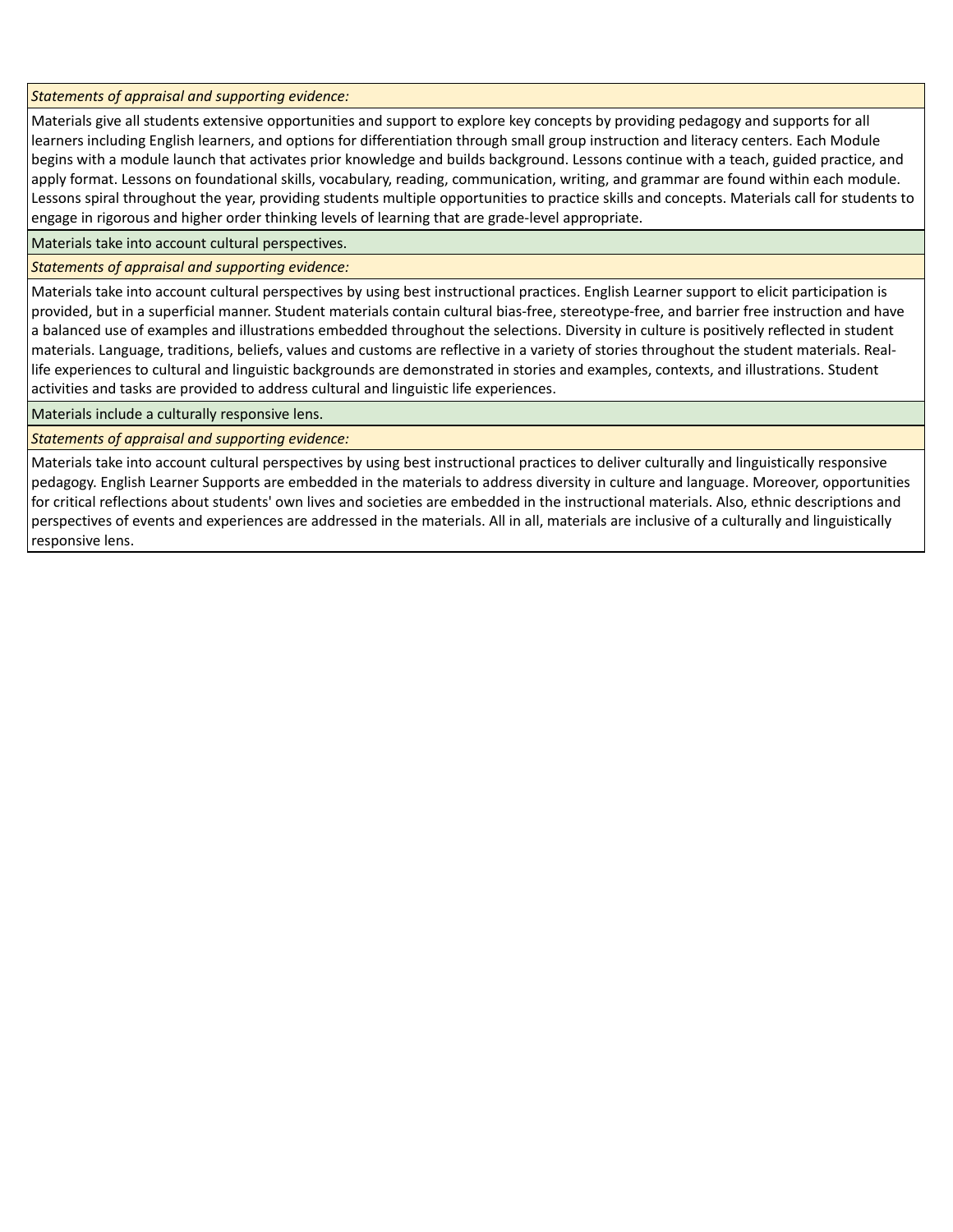*Statements of appraisal and supporting evidence:*

Materials give all students extensive opportunities and support to explore key concepts by providing pedagogy and supports for all learners including English learners, and options for differentiation through small group instruction and literacy centers. Each Module begins with a module launch that activates prior knowledge and builds background. Lessons continue with a teach, guided practice, and apply format. Lessons on foundational skills, vocabulary, reading, communication, writing, and grammar are found within each module. Lessons spiral throughout the year, providing students multiple opportunities to practice skills and concepts. Materials call for students to engage in rigorous and higher order thinking levels of learning that are grade-level appropriate.

Materials take into account cultural perspectives.

*Statements of appraisal and supporting evidence:*

Materials take into account cultural perspectives by using best instructional practices. English Learner support to elicit participation is provided, but in a superficial manner. Student materials contain cultural bias-free, stereotype-free, and barrier free instruction and have a balanced use of examples and illustrations embedded throughout the selections. Diversity in culture is positively reflected in student materials. Language, traditions, beliefs, values and customs are reflective in a variety of stories throughout the student materials. Real-life experiences to cultural and linguistic backgrounds are demonstrated in stories and examples, contexts, and illustrations. Student activities and tasks are provided to address cultural and linguistic life experiences.

Materials include a culturally responsive lens.

*Statements of appraisal and supporting evidence:*

Materials take into account cultural perspectives by using best instructional practices to deliver culturally and linguistically responsive pedagogy. English Learner Supports are embedded in the materials to address diversity in culture and language. Moreover, opportunities for critical reflections about students' own lives and societies are embedded in the instructional materials. Also, ethnic descriptions and perspectives of events and experiences are addressed in the materials. All in all, materials are inclusive of a culturally and linguistically responsive lens.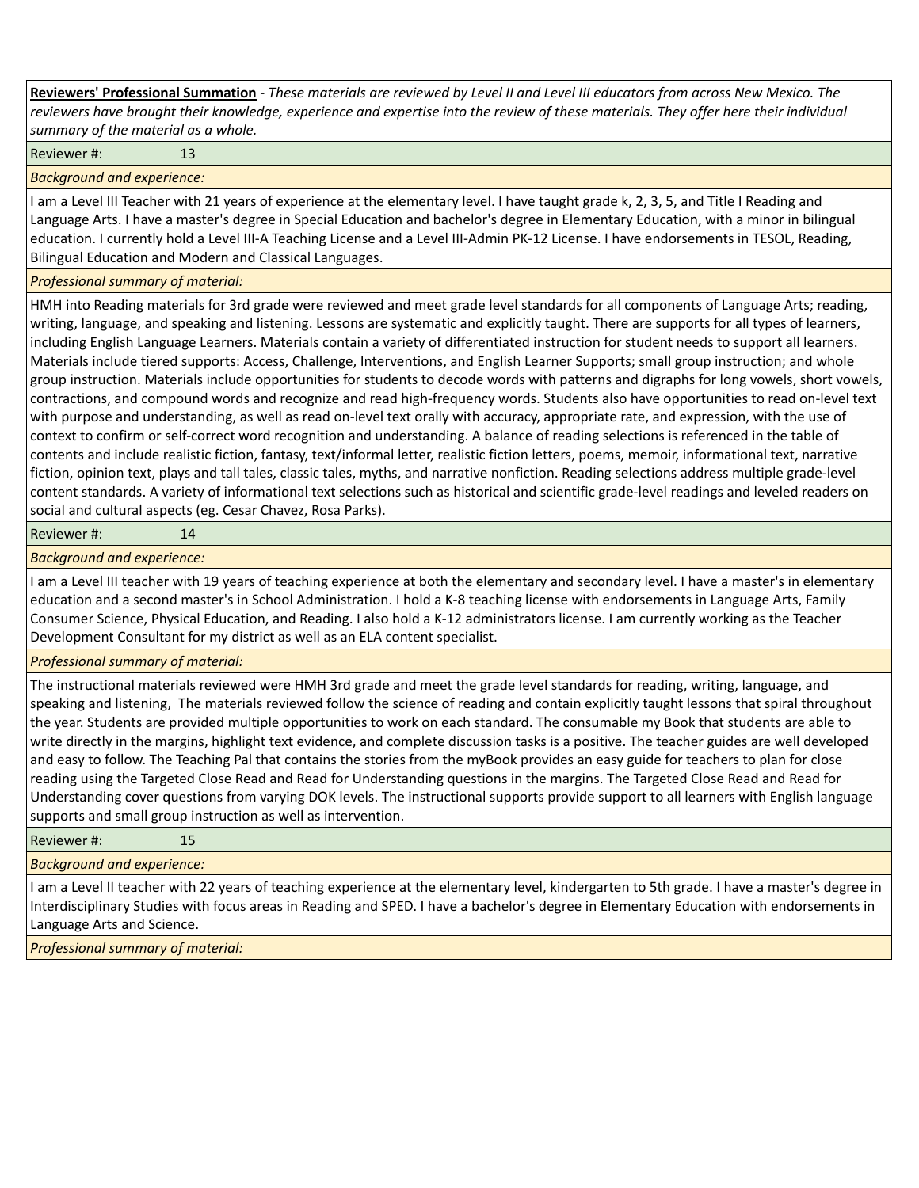**Reviewers' Professional Summation** - *These materials are reviewed by Level II and Level III educators from across New Mexico. The reviewers have brought their knowledge, experience and expertise into the review of these materials. They offer here their individual summary of the material as a whole.*

Reviewer #: 13

*Background and experience:*

I am a Level III Teacher with 21 years of experience at the elementary level. I have taught grade k, 2, 3, 5, and Title I Reading and Language Arts. I have a master's degree in Special Education and bachelor's degree in Elementary Education, with a minor in bilingual education. I currently hold a Level III-A Teaching License and a Level III-Admin PK-12 License. I have endorsements in TESOL, Reading, Bilingual Education and Modern and Classical Languages.

*Professional summary of material:*

HMH into Reading materials for 3rd grade were reviewed and meet grade level standards for all components of Language Arts; reading, writing, language, and speaking and listening. Lessons are systematic and explicitly taught. There are supports for all types of learners, including English Language Learners. Materials contain a variety of differentiated instruction for student needs to support all learners. Materials include tiered supports: Access, Challenge, Interventions, and English Learner Supports; small group instruction; and whole group instruction. Materials include opportunities for students to decode words with patterns and digraphs for long vowels, short vowels, contractions, and compound words and recognize and read high-frequency words. Students also have opportunities to read on-level text with purpose and understanding, as well as read on-level text orally with accuracy, appropriate rate, and expression, with the use of context to confirm or self-correct word recognition and understanding. A balance of reading selections is referenced in the table of contents and include realistic fiction, fantasy, text/informal letter, realistic fiction letters, poems, memoir, informational text, narrative fiction, opinion text, plays and tall tales, classic tales, myths, and narrative nonfiction. Reading selections address multiple grade-level content standards. A variety of informational text selections such as historical and scientific grade-level readings and leveled readers on social and cultural aspects (eg. Cesar Chavez, Rosa Parks).

Reviewer #: 14

*Background and experience:*

I am a Level III teacher with 19 years of teaching experience at both the elementary and secondary level. I have a master's in elementary education and a second master's in School Administration. I hold a K-8 teaching license with endorsements in Language Arts, Family Consumer Science, Physical Education, and Reading. I also hold a K-12 administrators license. I am currently working as the Teacher Development Consultant for my district as well as an ELA content specialist.

*Professional summary of material:*

The instructional materials reviewed were HMH 3rd grade and meet the grade level standards for reading, writing, language, and speaking and listening, The materials reviewed follow the science of reading and contain explicitly taught lessons that spiral throughout the year. Students are provided multiple opportunities to work on each standard. The consumable my Book that students are able to write directly in the margins, highlight text evidence, and complete discussion tasks is a positive. The teacher guides are well developed and easy to follow. The Teaching Pal that contains the stories from the myBook provides an easy guide for teachers to plan for close reading using the Targeted Close Read and Read for Understanding questions in the margins. The Targeted Close Read and Read for Understanding cover questions from varying DOK levels. The instructional supports provide support to all learners with English language supports and small group instruction as well as intervention.

Reviewer #: 15

*Background and experience:*

I am a Level II teacher with 22 years of teaching experience at the elementary level, kindergarten to 5th grade. I have a master's degree in Interdisciplinary Studies with focus areas in Reading and SPED. I have a bachelor's degree in Elementary Education with endorsements in Language Arts and Science.

*Professional summary of material:*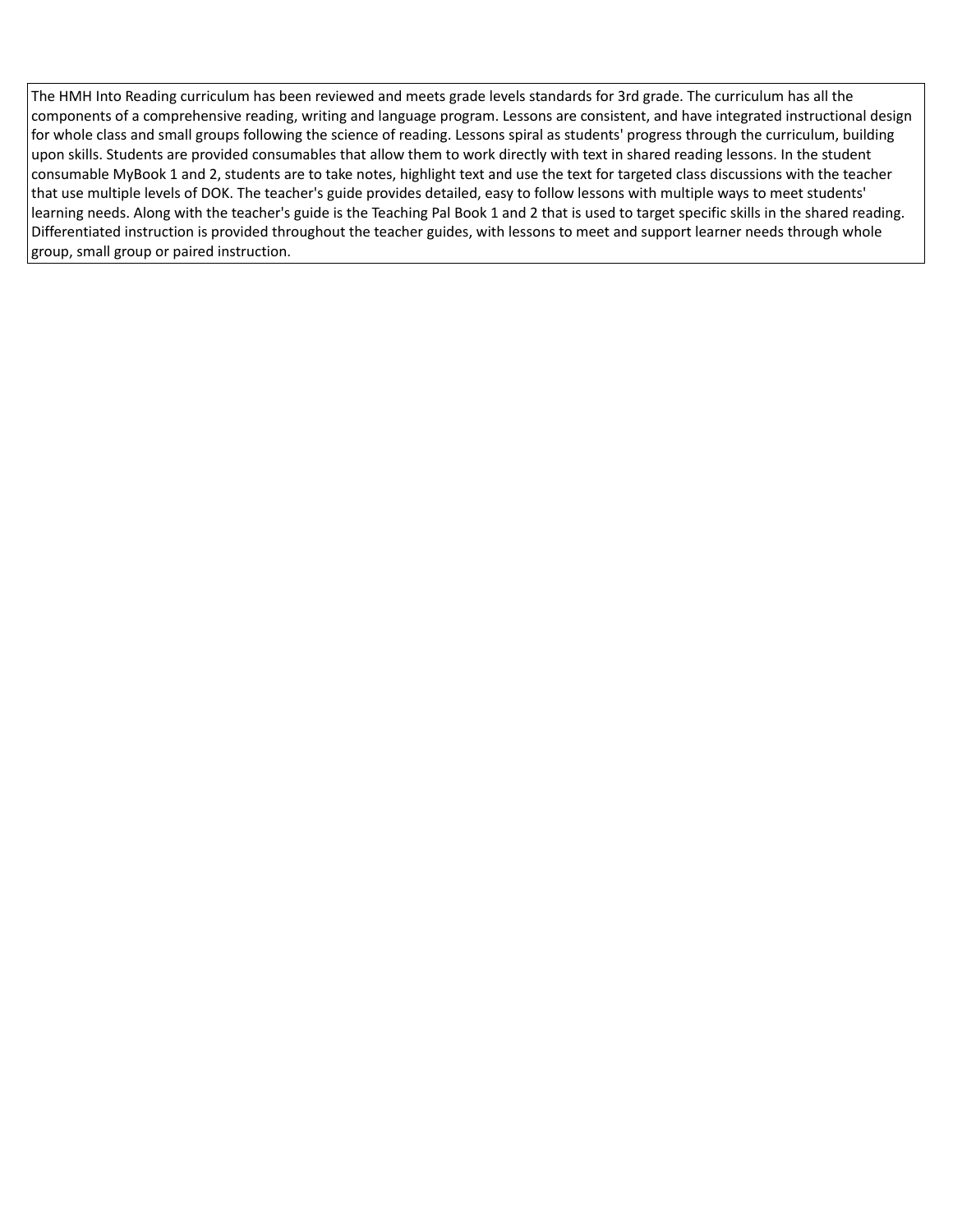The HMH Into Reading curriculum has been reviewed and meets grade levels standards for 3rd grade. The curriculum has all the components of a comprehensive reading, writing and language program. Lessons are consistent, and have integrated instructional design for whole class and small groups following the science of reading. Lessons spiral as students' progress through the curriculum, building upon skills. Students are provided consumables that allow them to work directly with text in shared reading lessons. In the student consumable MyBook 1 and 2, students are to take notes, highlight text and use the text for targeted class discussions with the teacher that use multiple levels of DOK. The teacher's guide provides detailed, easy to follow lessons with multiple ways to meet students' learning needs. Along with the teacher's guide is the Teaching Pal Book 1 and 2 that is used to target specific skills in the shared reading. Differentiated instruction is provided throughout the teacher guides, with lessons to meet and support learner needs through whole group, small group or paired instruction.